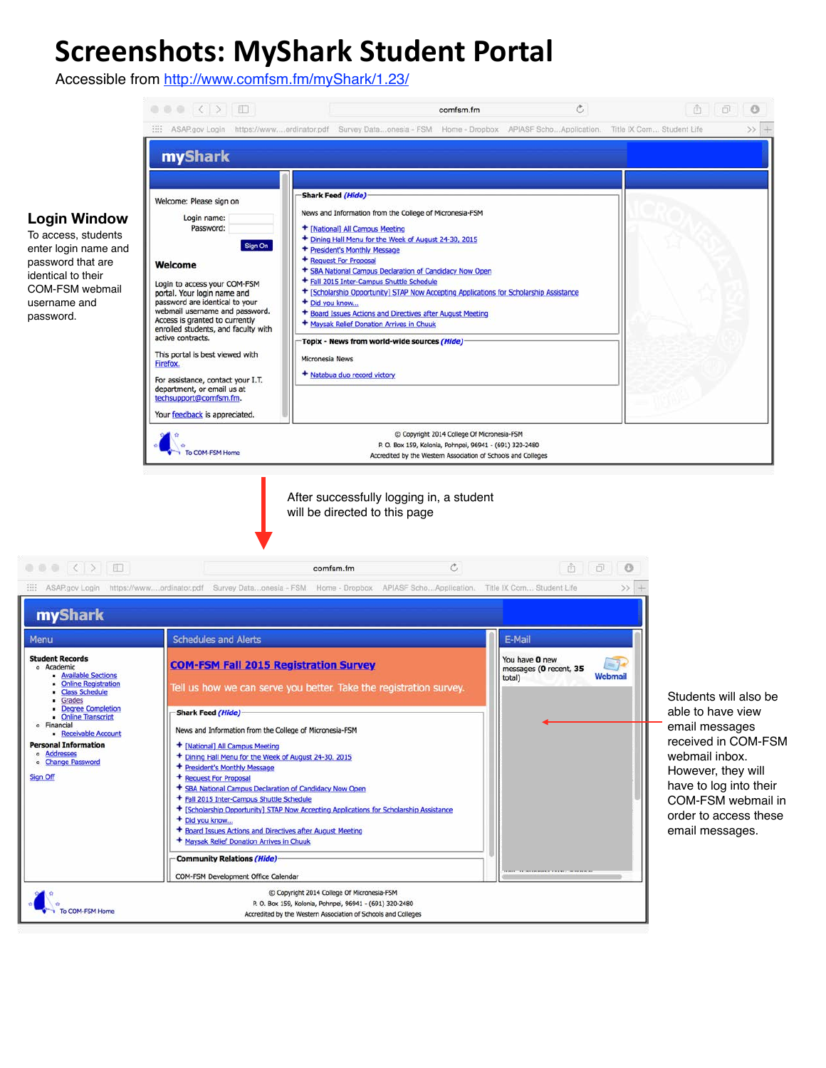# Screenshots: MyShark Student Portal

Accessible from http://www.comfsm.fm/myShark/1.23/

## Login Window

To access, students enter login name and password that are identical to their COM-FSM webmail username and password.

**myShark**

Welcome: Please sign on

Login name:
Password:

Sign On

**Welcome**

Login to access your COM-FSM portal. Your login name and password are identical to your webmail username and password. Access is granted to currently enrolled students, and faculty with active contracts.

This portal is best viewed with Firefox.

For assistance, contact your I.T. department, or email us at techsupport@comfsm.fm.

Your feedback is appreciated.

**Shark Feed** *(Hide)*

News and Information from the College of Micronesia-FSM

- [National] All Campus Meeting
- Dining Hall Menu for the Week of August 24-30, 2015
- President's Monthly Message
- Request For Proposal
- SBA National Campus Declaration of Candidacy Now Open
- Fall 2015 Inter-Campus Shuttle Schedule
- [Scholarship Opportunity] STAP Now Accepting Applications for Scholarship Assistance
- Did you know...
- Board Issues Actions and Directives after August Meeting
- Maysak Relief Donation Arrives in Chuuk

**Topix - News from world-wide sources** *(Hide)*

Micronesia News

- Natabua duo record victory

To COM-FSM Home

© Copyright 2014 College Of Micronesia-FSM
P. O. Box 159, Kolonia, Pohnpei, 96941 - (691) 320-2480
Accredited by the Western Association of Schools and Colleges

After successfully logging in, a student will be directed to this page

**myShark**

**Menu**

**Student Records**
- Academic
  - Available Sections
  - Online Registration
  - Class Schedule
  - Grades
  - Degree Completion
  - Online Transcript
- Financial
  - Receivable Account

**Personal Information**
- Addresses
- Change Password

Sign Off

**Schedules and Alerts**

**COM-FSM Fall 2015 Registration Survey**

Tell us how we can serve you better. Take the registration survey.

**Shark Feed** *(Hide)*

News and Information from the College of Micronesia-FSM

- [National] All Campus Meeting
- Dining Hall Menu for the Week of August 24-30, 2015
- President's Monthly Message
- Request For Proposal
- SBA National Campus Declaration of Candidacy Now Open
- Fall 2015 Inter-Campus Shuttle Schedule
- [Scholarship Opportunity] STAP Now Accepting Applications for Scholarship Assistance
- Did you know...
- Board Issues Actions and Directives after August Meeting
- Maysak Relief Donation Arrives in Chuuk

**Community Relations** *(Hide)*

COM-FSM Development Office Calendar

**E-Mail**

You have **0** new messages (**0** recent, **35** total)

Webmail

To COM-FSM Home

© Copyright 2014 College Of Micronesia-FSM
P. O. Box 159, Kolonia, Pohnpei, 96941 - (691) 320-2480
Accredited by the Western Association of Schools and Colleges

Students will also be able to have view email messages received in COM-FSM webmail inbox. However, they will have to log into their COM-FSM webmail in order to access these email messages.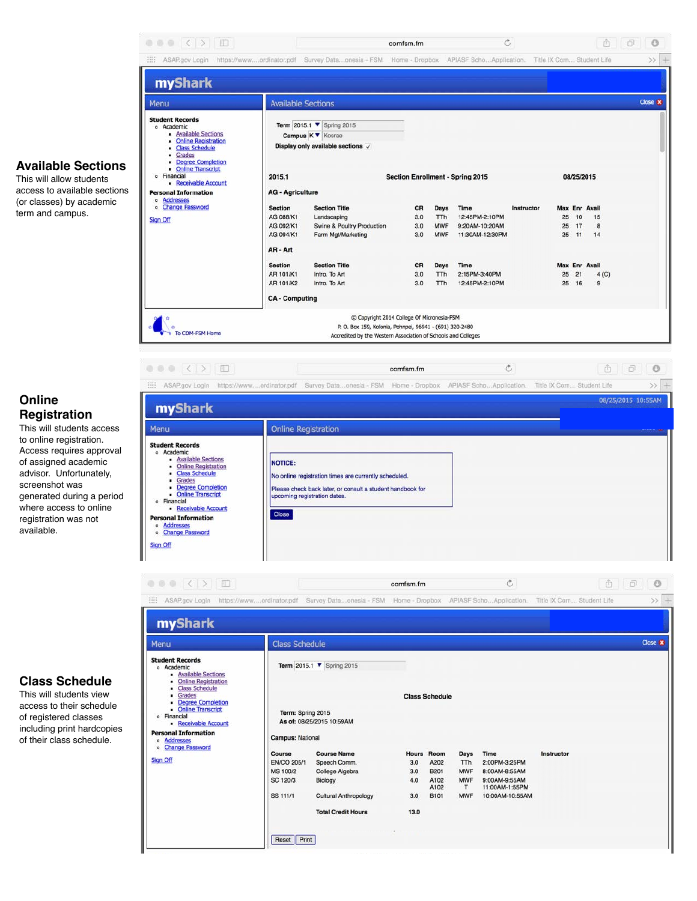## Available Sections

This will allow students access to available sections (or classes) by academic term and campus.

**myShark**

**Menu**

**Student Records**
- Academic
  - Available Sections
  - Online Registration
  - Class Schedule
  - Grades
  - Degree Completion
  - Online Transcript
- Financial
  - Receivable Account

**Personal Information**
- Addresses
- Change Password

Sign Off

**Available Sections**

Term 2015.1 Spring 2015
Campus K Kosrae
Display only available sections ✓

2015.1 — Section Enrollment - Spring 2015 — 08/25/2015

**AG - Agriculture**

| Section | Section Title | CR | Days | Time | Instructor | Max | Enr | Avail |
|---|---|---|---|---|---|---|---|---|
| AG 080/K1 | Landscaping | 3.0 | TTh | 12:45PM-2:10PM | | 25 | 10 | 15 |
| AG 092/K1 | Swine & Poultry Production | 3.0 | MWF | 9:20AM-10:20AM | | 25 | 17 | 8 |
| AG 094/K1 | Farm Mgt/Marketing | 3.0 | MWF | 11:30AM-12:30PM | | 25 | 11 | 14 |

**AR - Art**

| Section | Section Title | CR | Days | Time | Max | Enr | Avail |
|---|---|---|---|---|---|---|---|
| AR 101/K1 | Intro. To Art | 3.0 | TTh | 2:15PM-3:40PM | 25 | 21 | 4 (C) |
| AR 101/K2 | Intro. To Art | 3.0 | TTh | 12:45PM-2:10PM | 25 | 16 | 9 |

**CA - Computing**

© Copyright 2014 College Of Micronesia-FSM
P. O. Box 159, Kolonia, Pohnpei, 96941 - (691) 320-2480
Accredited by the Western Association of Schools and Colleges

To COM-FSM Home

## Online Registration

This will students access to online registration. Access requires approval of assigned academic advisor. Unfortunately, screenshot was generated during a period where access to online registration was not available.

**myShark** — 08/25/2015 10:55AM

**Online Registration**

**NOTICE:**

No online registration times are currently scheduled.

Please check back later, or consult a student handbook for upcoming registration dates.

Close

## Class Schedule

This will students view access to their schedule of registered classes including print hardcopies of their class schedule.

**myShark**

**Class Schedule**

Term 2015.1 Spring 2015

**Class Schedule**

Term: Spring 2015
As of: 08/25/2015 10:59AM

**Campus:** National

| Course | Course Name | Hours | Room | Days | Time | Instructor |
|---|---|---|---|---|---|---|
| EN/CO 205/1 | Speech Comm. | 3.0 | A202 | TTh | 2:00PM-3:25PM | |
| MS 100/2 | College Algebra | 3.0 | B201 | MWF | 8:00AM-8:55AM | |
| SC 120/3 | Biology | 4.0 | A102<br>A102 | MWF<br>T | 9:00AM-9:55AM<br>11:00AM-1:55PM | |
| SS 111/1 | Cultural Anthropology | 3.0 | B101 | MWF | 10:00AM-10:55AM | |
| | **Total Credit Hours** | **13.0** | | | | |

Reset | Print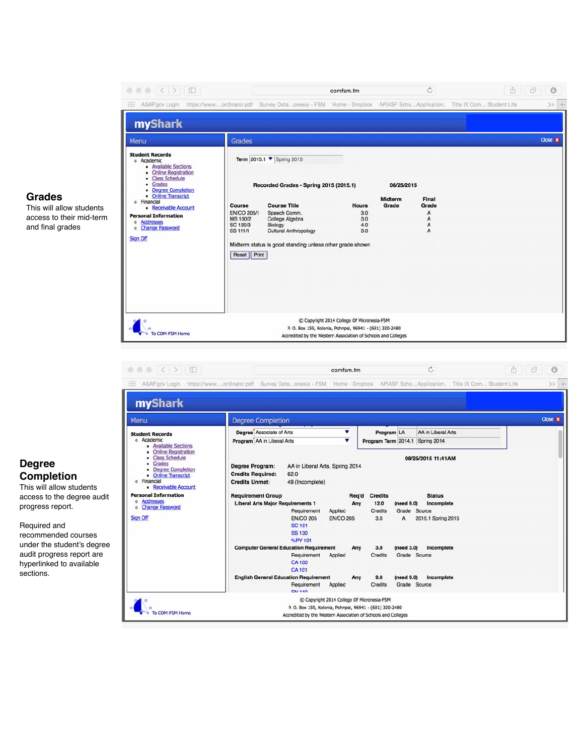## Grades

This will allow students access to their mid-term and final grades

mySharK

Menu

**Student Records**

- Academic
  - Available Sections
  - Online Registration
  - Class Schedule
  - Grades
  - Degree Completion
  - Online Transcript
- Financial
  - Receivable Account

**Personal Information**

- Addresses
- Change Password

Sign Off

Grades

Term 2015.1 Spring 2015

**Recorded Grades - Spring 2015 (2015.1)** **08/25/2015**

| Course | Course Title | Hours | Midterm Grade | Final Grade |
|---|---|---|---|---|
| EN/CO 205/1 | Speech Comm. | 3.0 | | A |
| MS 100/2 | College Algebra | 3.0 | | A |
| SC 120/3 | Biology | 4.0 | | A |
| SS 111/1 | Cultural Anthropology | 3.0 | | A |

Midterm status is good standing unless other grade shown

Reset Print

To COM-FSM Home

© Copyright 2014 College Of Micronesia-FSM
P. O. Box 159, Kolonia, Pohnpei, 96941 - (691) 320-2480
Accredited by the Western Association of Schools and Colleges

## Degree Completion

This will allow students access to the degree audit progress report.

Required and recommended courses under the student's degree audit progress report are hyperlinked to available sections.

mySharK

Degree Completion

Degree Associate of Arts
Program AA in Liberal Arts

Program LA AA in Liberal Arts
Program Term 2014.1 Spring 2014

**08/25/2015 11:41AM**

**Degree Program:** AA in Liberal Arts, Spring 2014
**Credits Required:** 62.0
**Credits Unmet:** 49 (Incomplete)

| Requirement Group | | | Req'd | Credits | | Status |
|---|---|---|---|---|---|---|
| **Liberal Arts Major Requirements 1** | | | **Any** | **12.0** | **(need 9.0)** | **Incomplete** |
| Requirement | Applied | | | Credits | Grade | Source |
| EN/CO 205 | EN/CO 205 | | | 3.0 | A | 2015.1 Spring 2015 |
| SC 101 | | | | | | |
| SS 130 | | | | | | |
| %PY 101 | | | | | | |
| **Computer General Education Requirement** | | | **Any** | **3.0** | **(need 3.0)** | **Incomplete** |
| Requirement | Applied | | | Credits | Grade | Source |
| CA 100 | | | | | | |
| CA 101 | | | | | | |
| **English General Education Requirement** | | | **Any** | **9.0** | **(need 9.0)** | **Incomplete** |
| Requirement | Applied | | | Credits | Grade | Source |

To COM-FSM Home

© Copyright 2014 College Of Micronesia-FSM
P. O. Box 159, Kolonia, Pohnpei, 96941 - (691) 320-2480
Accredited by the Western Association of Schools and Colleges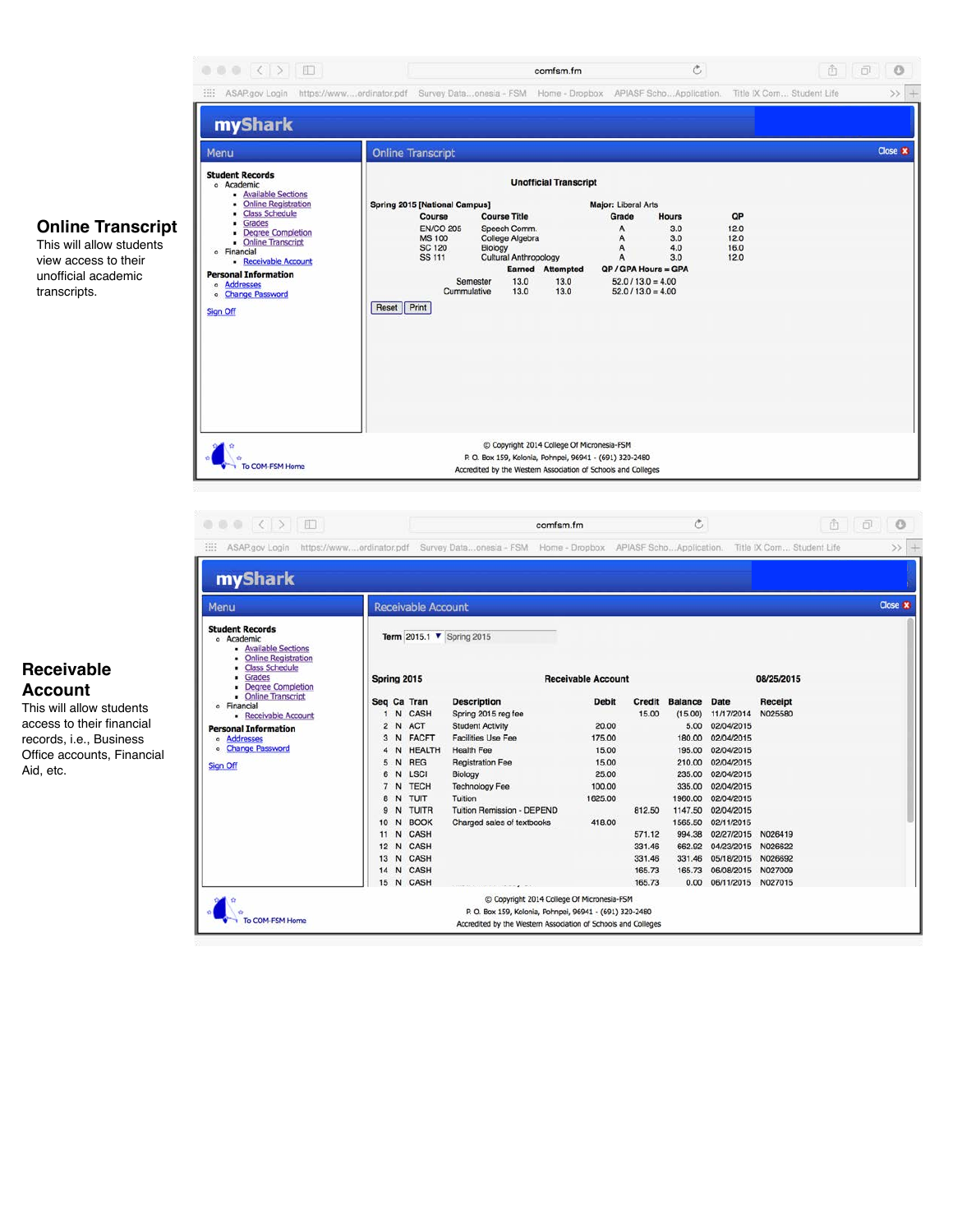## Online Transcript

This will allow students view access to their unofficial academic transcripts.

comfsm.fm

ASAP.gov Login https://www....ordinator.pdf Survey Data...onesia - FSM Home - Dropbox APIASF Scho...Application. Title IX Com... Student Life

**myShark**

**Menu**

**Student Records**

- Academic
  - Available Sections
  - Online Registration
  - Class Schedule
  - Grades
  - Degree Completion
  - Online Transcript
- Financial
  - Receivable Account

**Personal Information**

- Addresses
- Change Password

Sign Off

**Online Transcript** Close

**Unofficial Transcript**

**Spring 2015 [National Campus]** **Major:** Liberal Arts

| Course | Course Title | Grade | Hours | QP |
|---|---|---|---|---|
| EN/CO 205 | Speech Comm. | A | 3.0 | 12.0 |
| MS 100 | College Algebra | A | 3.0 | 12.0 |
| SC 120 | Biology | A | 4.0 | 16.0 |
| SS 111 | Cultural Anthropology | A | 3.0 | 12.0 |

| | Earned | Attempted | QP / GPA Hours = GPA |
|---|---|---|---|
| Semester | 13.0 | 13.0 | 52.0 / 13.0 = 4.00 |
| Cummulative | 13.0 | 13.0 | 52.0 / 13.0 = 4.00 |

Reset Print

To COM-FSM Home

© Copyright 2014 College Of Micronesia-FSM
P. O. Box 159, Kolonia, Pohnpei, 96941 - (691) 320-2480
Accredited by the Western Association of Schools and Colleges

## Receivable Account

This will allow students access to their financial records, i.e., Business Office accounts, Financial Aid, etc.

comfsm.fm

ASAP.gov Login https://www....ordinator.pdf Survey Data...onesia - FSM Home - Dropbox APIASF Scho...Application. Title IX Com... Student Life

**myShark**

**Menu**

**Student Records**

- Academic
  - Available Sections
  - Online Registration
  - Class Schedule
  - Grades
  - Degree Completion
  - Online Transcript
- Financial
  - Receivable Account

**Personal Information**

- Addresses
- Change Password

Sign Off

**Receivable Account** Close

**Term** 2015.1 Spring 2015

**Spring 2015** **Receivable Account** **08/25/2015**

| Seq | Ca | Tran | Description | Debit | Credit | Balance | Date | Receipt |
|---|---|---|---|---|---|---|---|---|
| 1 | N | CASH | Spring 2015 reg fee | | 15.00 | (15.00) | 11/17/2014 | N025580 |
| 2 | N | ACT | Student Activity | 20.00 | | 5.00 | 02/04/2015 | |
| 3 | N | FACFT | Facilities Use Fee | 175.00 | | 180.00 | 02/04/2015 | |
| 4 | N | HEALTH | Health Fee | 15.00 | | 195.00 | 02/04/2015 | |
| 5 | N | REG | Registration Fee | 15.00 | | 210.00 | 02/04/2015 | |
| 6 | N | LSCI | Biology | 25.00 | | 235.00 | 02/04/2015 | |
| 7 | N | TECH | Technology Fee | 100.00 | | 335.00 | 02/04/2015 | |
| 8 | N | TUIT | Tuition | 1625.00 | | 1960.00 | 02/04/2015 | |
| 9 | N | TUITR | Tuition Remission - DEPEND | | 812.50 | 1147.50 | 02/04/2015 | |
| 10 | N | BOOK | Charged sales of textbooks | 418.00 | | 1565.50 | 02/11/2015 | |
| 11 | N | CASH | | | 571.12 | 994.38 | 02/27/2015 | N026419 |
| 12 | N | CASH | | | 331.46 | 662.92 | 04/23/2015 | N026622 |
| 13 | N | CASH | | | 331.46 | 331.46 | 05/18/2015 | N026692 |
| 14 | N | CASH | | | 165.73 | 165.73 | 06/08/2015 | N027009 |
| 15 | N | CASH | | | 165.73 | 0.00 | 06/11/2015 | N027015 |

To COM-FSM Home

© Copyright 2014 College Of Micronesia-FSM
P. O. Box 159, Kolonia, Pohnpei, 96941 - (691) 320-2480
Accredited by the Western Association of Schools and Colleges